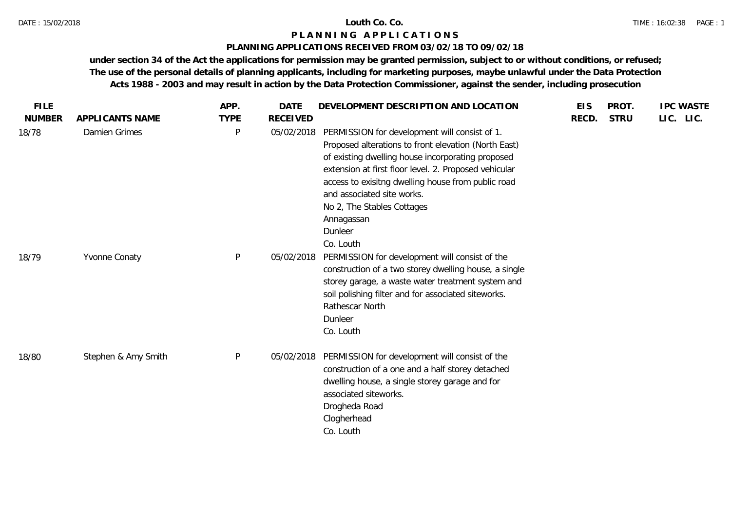# Louth Co. Co.

## P L A N N I N G   A P P L I C A T I O N S

### PLANNING APPLICATIONS RECEIVED FROM 03/02/18 TO 09/02/18

**under section 34 of the Act the applications for permission may be granted permission, subject to or without conditions, or refused; The use of the personal details of planning applicants, including for marketing purposes, maybe unlawful under the Data Protection Acts 1988 - 2003 and may result in action by the Data Protection Commissioner, against the sender, including prosecution**

| FILE NUMBER | APPLICANTS NAME | APP. TYPE | DATE RECEIVED | DEVELOPMENT DESCRIPTION AND LOCATION | EIS RECD. | PROT. STRU | IPC LIC. | WASTE LIC. |
|---|---|---|---|---|---|---|---|---|
| 18/78 | Damien Grimes | P | 05/02/2018 | PERMISSION for development will consist of 1. Proposed alterations to front elevation (North East) of existing dwelling house incorporating proposed extension at first floor level. 2. Proposed vehicular access to exisitng dwelling house from public road and associated site works.<br>No 2, The Stables Cottages<br>Annagassan<br>Dunleer<br>Co. Louth | | | | |
| 18/79 | Yvonne Conaty | P | 05/02/2018 | PERMISSION for development will consist of the construction of a two storey dwelling house, a single storey garage, a waste water treatment system and soil polishing filter and for associated siteworks.<br>Rathescar North<br>Dunleer<br>Co. Louth | | | | |
| 18/80 | Stephen & Amy Smith | P | 05/02/2018 | PERMISSION for development will consist of the construction of a one and a half storey detached dwelling house, a single storey garage and for associated siteworks.<br>Drogheda Road<br>Clogherhead<br>Co. Louth | | | | |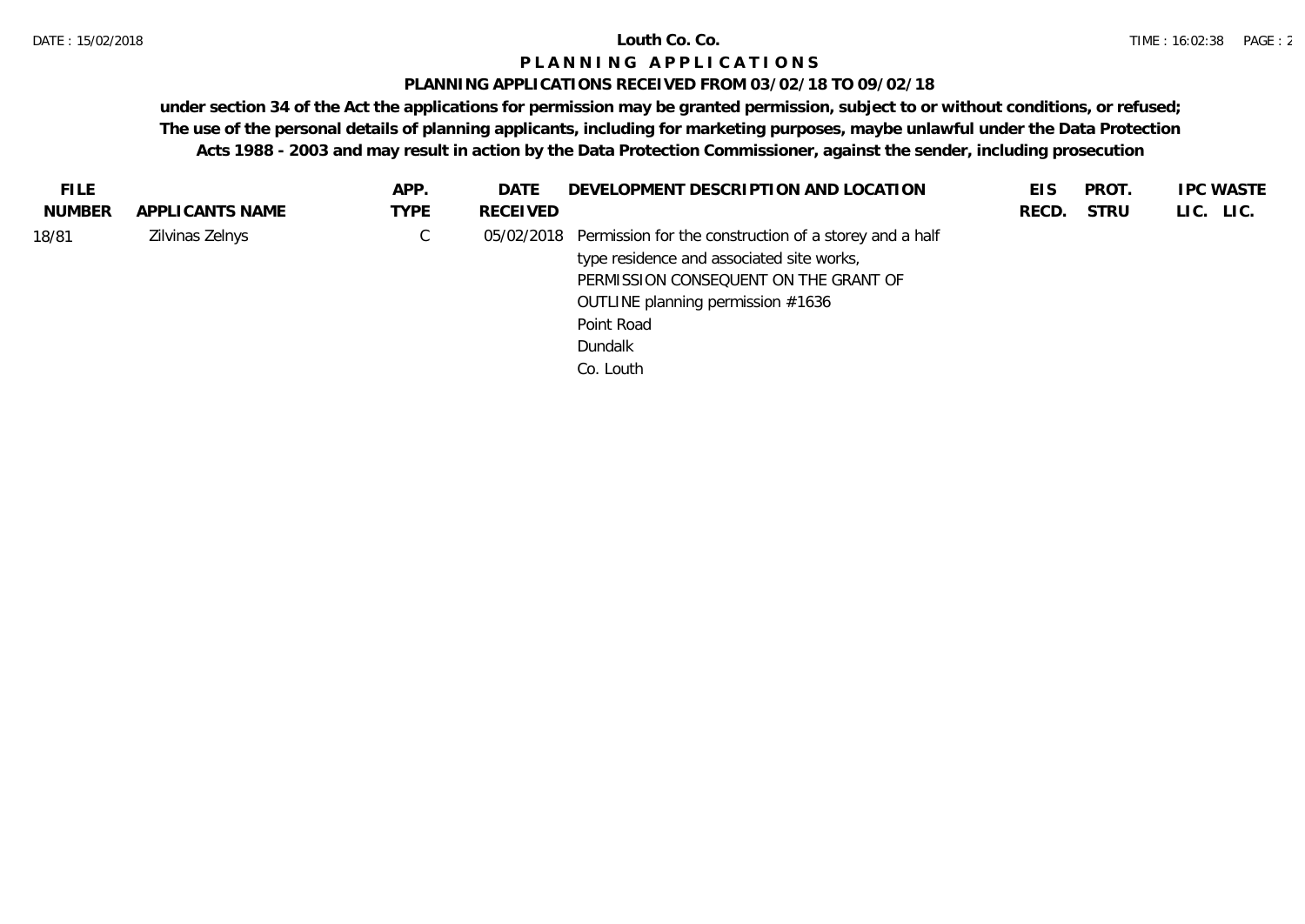**Louth Co. Co.**

**P L A N N I N G   A P P L I C A T I O N S**

**PLANNING APPLICATIONS RECEIVED FROM 03/02/18 TO 09/02/18**

**under section 34 of the Act the applications for permission may be granted permission, subject to or without conditions, or refused; The use of the personal details of planning applicants, including for marketing purposes, maybe unlawful under the Data Protection Acts 1988 - 2003 and may result in action by the Data Protection Commissioner, against the sender, including prosecution**

| FILE NUMBER | APPLICANTS NAME | APP. TYPE | DATE RECEIVED | DEVELOPMENT DESCRIPTION AND LOCATION | EIS RECD. | PROT. STRU | IPC LIC. | WASTE LIC. |
|---|---|---|---|---|---|---|---|---|
| 18/81 | Zilvinas Zelnys | C | 05/02/2018 | Permission for the construction of a storey and a half type residence and associated site works, PERMISSION CONSEQUENT ON THE GRANT OF OUTLINE planning permission #1636 Point Road Dundalk Co. Louth | | | | |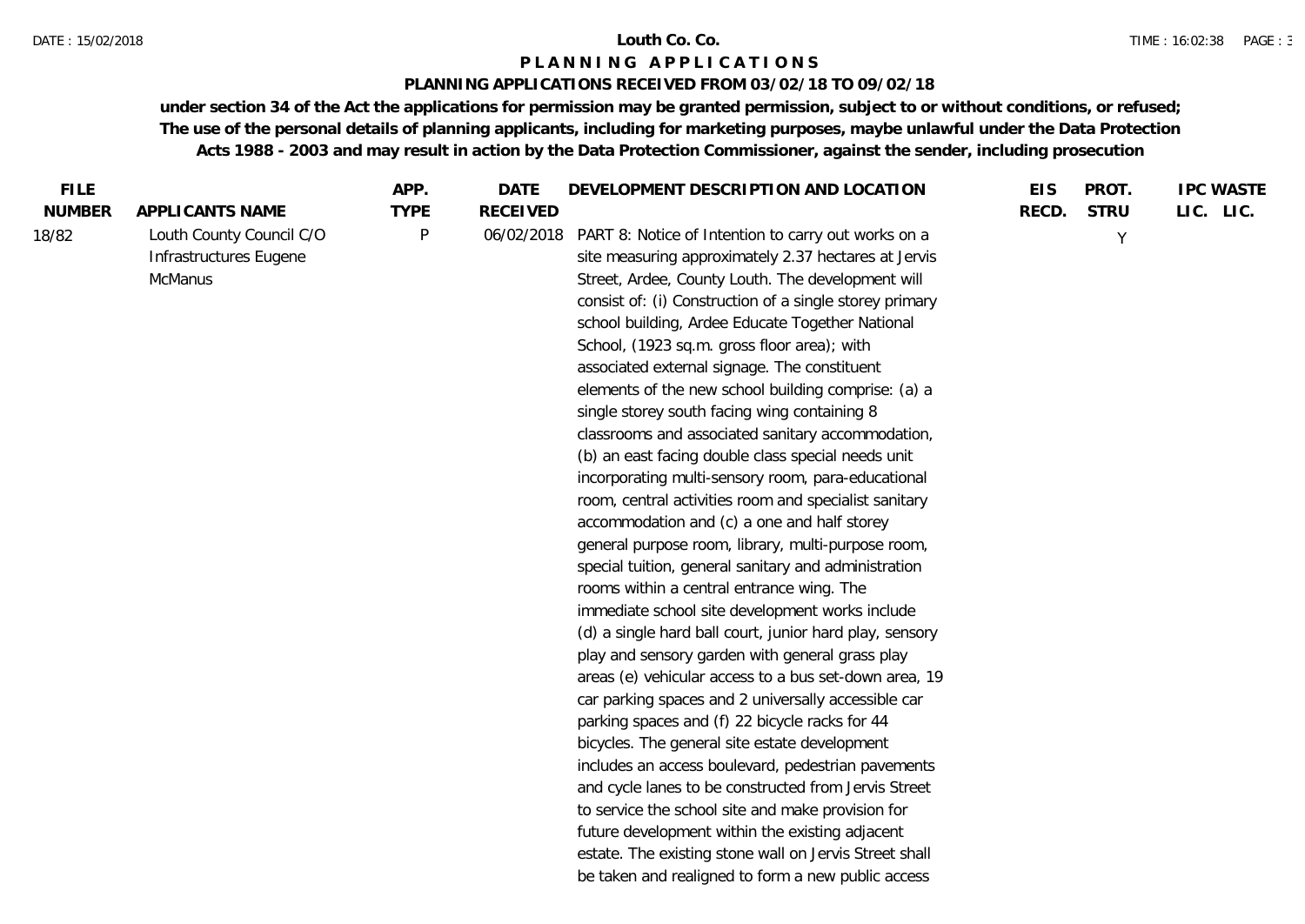**Louth Co. Co.**

**P L A N N I N G   A P P L I C A T I O N S**

**PLANNING APPLICATIONS RECEIVED FROM 03/02/18 TO 09/02/18**

**under section 34 of the Act the applications for permission may be granted permission, subject to or without conditions, or refused; The use of the personal details of planning applicants, including for marketing purposes, maybe unlawful under the Data Protection Acts 1988 - 2003 and may result in action by the Data Protection Commissioner, against the sender, including prosecution**

| FILE NUMBER | APPLICANTS NAME | APP. TYPE | DATE RECEIVED | DEVELOPMENT DESCRIPTION AND LOCATION | EIS RECD. | PROT. STRU | IPC LIC. | WASTE LIC. |
|---|---|---|---|---|---|---|---|---|
| 18/82 | Louth County Council C/O Infrastructures Eugene McManus | P | 06/02/2018 | PART 8: Notice of Intention to carry out works on a site measuring approximately 2.37 hectares at Jervis Street, Ardee, County Louth. The development will consist of: (i) Construction of a single storey primary school building, Ardee Educate Together National School, (1923 sq.m. gross floor area); with associated external signage. The constituent elements of the new school building comprise: (a) a single storey south facing wing containing 8 classrooms and associated sanitary accommodation, (b) an east facing double class special needs unit incorporating multi-sensory room, para-educational room, central activities room and specialist sanitary accommodation and (c) a one and half storey general purpose room, library, multi-purpose room, special tuition, general sanitary and administration rooms within a central entrance wing. The immediate school site development works include (d) a single hard ball court, junior hard play, sensory play and sensory garden with general grass play areas (e) vehicular access to a bus set-down area, 19 car parking spaces and 2 universally accessible car parking spaces and (f) 22 bicycle racks for 44 bicycles. The general site estate development includes an access boulevard, pedestrian pavements and cycle lanes to be constructed from Jervis Street to service the school site and make provision for future development within the existing adjacent estate. The existing stone wall on Jervis Street shall be taken and realigned to form a new public access | | Y | | |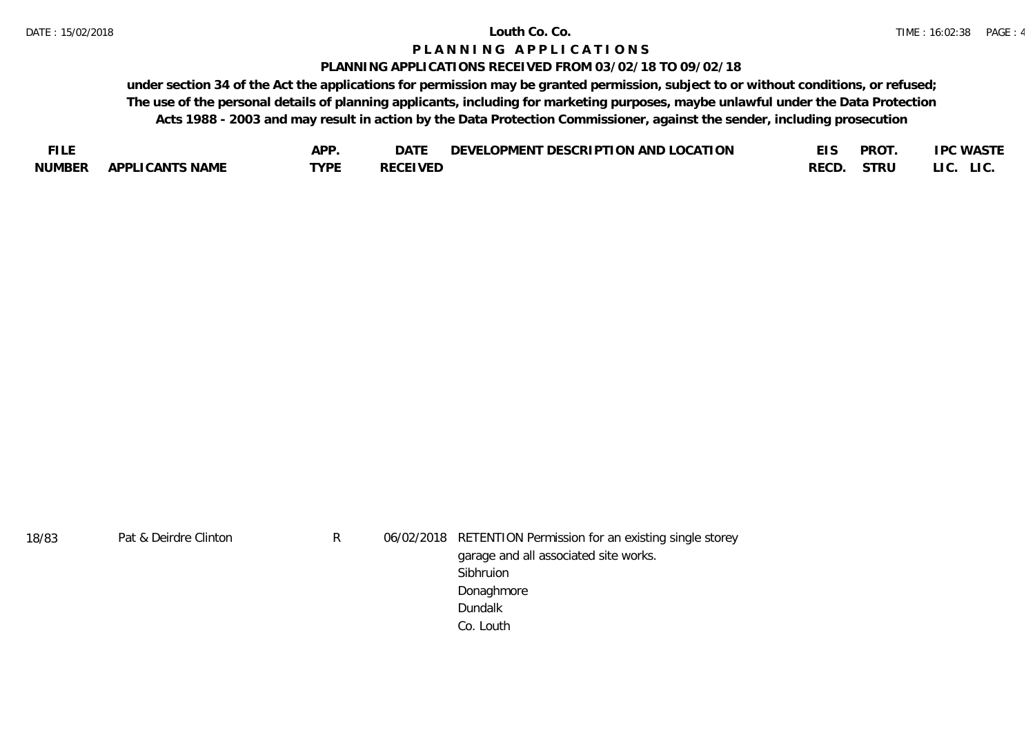**Louth Co. Co.**

**P L A N N I N G   A P P L I C A T I O N S**

**PLANNING APPLICATIONS RECEIVED FROM 03/02/18 TO 09/02/18**

**under section 34 of the Act the applications for permission may be granted permission, subject to or without conditions, or refused; The use of the personal details of planning applicants, including for marketing purposes, maybe unlawful under the Data Protection Acts 1988 - 2003 and may result in action by the Data Protection Commissioner, against the sender, including prosecution**

| FILE NUMBER | APPLICANTS NAME | APP. TYPE | DATE RECEIVED | DEVELOPMENT DESCRIPTION AND LOCATION | EIS RECD. | PROT. STRU | IPC LIC. | WASTE LIC. |
|---|---|---|---|---|---|---|---|---|
| 18/83 | Pat & Deirdre Clinton | R | 06/02/2018 | RETENTION Permission for an existing single storey garage and all associated site works. Sibhruion Donaghmore Dundalk Co. Louth | | | | |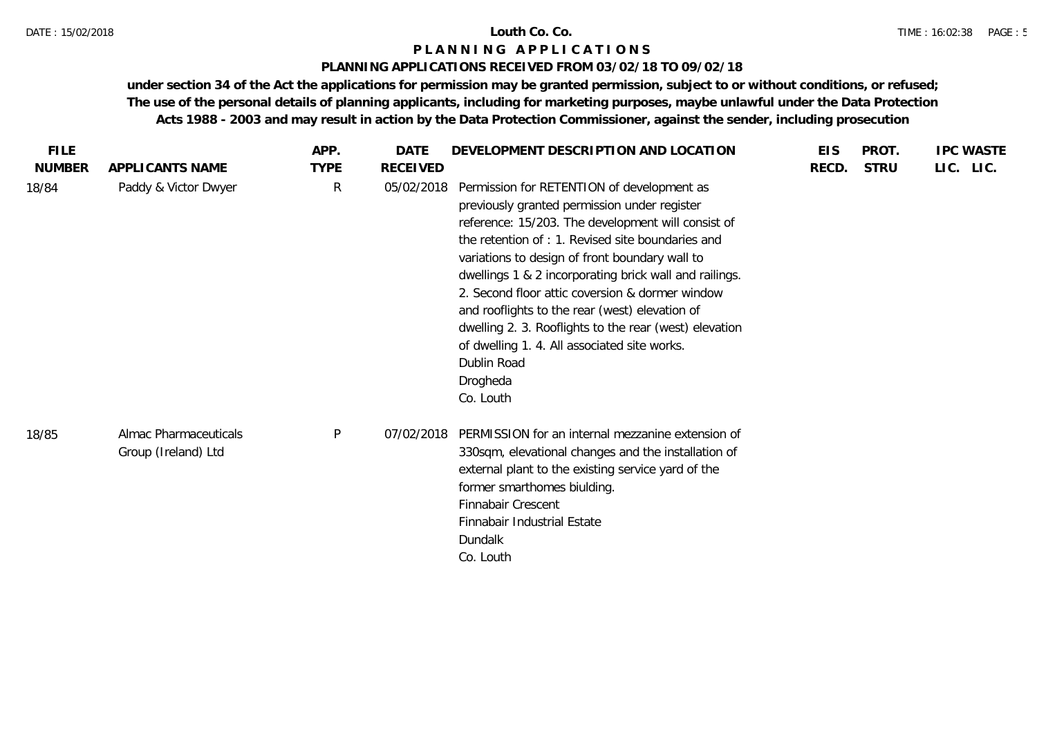# Louth Co. Co.

## PLANNING APPLICATIONS

### PLANNING APPLICATIONS RECEIVED FROM 03/02/18 TO 09/02/18

**under section 34 of the Act the applications for permission may be granted permission, subject to or without conditions, or refused; The use of the personal details of planning applicants, including for marketing purposes, maybe unlawful under the Data Protection Acts 1988 - 2003 and may result in action by the Data Protection Commissioner, against the sender, including prosecution**

| FILE NUMBER | APPLICANTS NAME | APP. TYPE | DATE RECEIVED | DEVELOPMENT DESCRIPTION AND LOCATION | EIS RECD. | PROT. STRU | IPC LIC. | WASTE LIC. |
|---|---|---|---|---|---|---|---|---|
| 18/84 | Paddy & Victor Dwyer | R | 05/02/2018 | Permission for RETENTION of development as previously granted permission under register reference: 15/203. The development will consist of the retention of : 1. Revised site boundaries and variations to design of front boundary wall to dwellings 1 & 2 incorporating brick wall and railings. 2. Second floor attic coversion & dormer window and rooflights to the rear (west) elevation of dwelling 2. 3. Rooflights to the rear (west) elevation of dwelling 1. 4. All associated site works.<br>Dublin Road<br>Drogheda<br>Co. Louth | | | | |
| 18/85 | Almac Pharmaceuticals Group (Ireland) Ltd | P | 07/02/2018 | PERMISSION for an internal mezzanine extension of 330sqm, elevational changes and the installation of external plant to the existing service yard of the former smarthomes biulding.<br>Finnabair Crescent<br>Finnabair Industrial Estate<br>Dundalk<br>Co. Louth | | | | |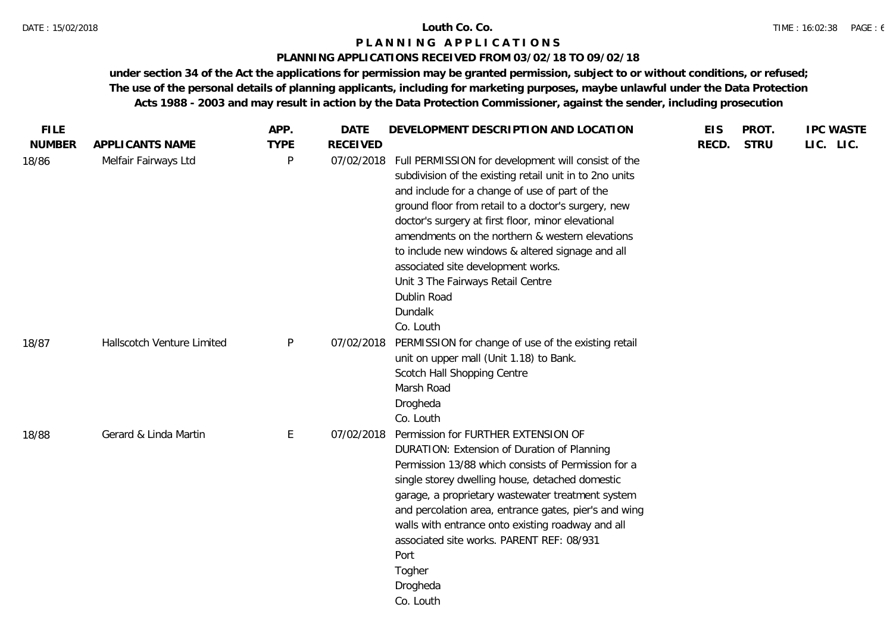# Louth Co. Co.

## PLANNING APPLICATIONS

### PLANNING APPLICATIONS RECEIVED FROM 03/02/18 TO 09/02/18

**under section 34 of the Act the applications for permission may be granted permission, subject to or without conditions, or refused; The use of the personal details of planning applicants, including for marketing purposes, maybe unlawful under the Data Protection Acts 1988 - 2003 and may result in action by the Data Protection Commissioner, against the sender, including prosecution**

| FILE NUMBER | APPLICANTS NAME | APP. TYPE | DATE RECEIVED | DEVELOPMENT DESCRIPTION AND LOCATION | EIS RECD. | PROT. STRU | IPC LIC. | WASTE LIC. |
|---|---|---|---|---|---|---|---|---|
| 18/86 | Melfair Fairways Ltd | P | 07/02/2018 | Full PERMISSION for development will consist of the subdivision of the existing retail unit in to 2no units and include for a change of use of part of the ground floor from retail to a doctor's surgery, new doctor's surgery at first floor, minor elevational amendments on the northern & western elevations to include new windows & altered signage and all associated site development works.<br>Unit 3 The Fairways Retail Centre<br>Dublin Road<br>Dundalk<br>Co. Louth | | | | |
| 18/87 | Hallscotch Venture Limited | P | 07/02/2018 | PERMISSION for change of use of the existing retail unit on upper mall (Unit 1.18) to Bank.<br>Scotch Hall Shopping Centre<br>Marsh Road<br>Drogheda<br>Co. Louth | | | | |
| 18/88 | Gerard & Linda Martin | E | 07/02/2018 | Permission for FURTHER EXTENSION OF DURATION: Extension of Duration of Planning Permission 13/88 which consists of Permission for a single storey dwelling house, detached domestic garage, a proprietary wastewater treatment system and percolation area, entrance gates, pier's and wing walls with entrance onto existing roadway and all associated site works. PARENT REF: 08/931<br>Port<br>Togher<br>Drogheda<br>Co. Louth | | | | |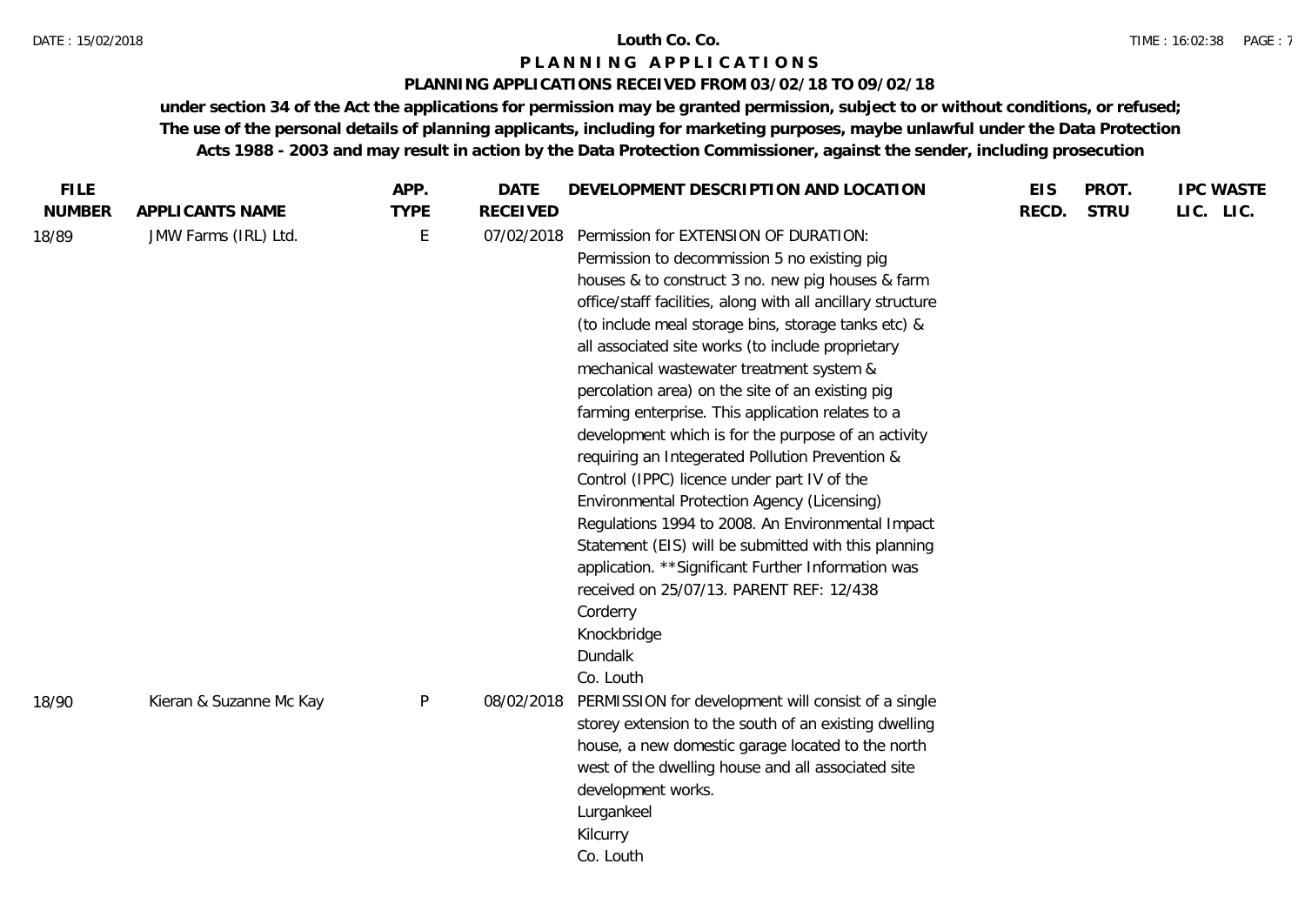**Louth Co. Co.**

**PLANNING APPLICATIONS**

**PLANNING APPLICATIONS RECEIVED FROM 03/02/18 TO 09/02/18**

**under section 34 of the Act the applications for permission may be granted permission, subject to or without conditions, or refused; The use of the personal details of planning applicants, including for marketing purposes, maybe unlawful under the Data Protection Acts 1988 - 2003 and may result in action by the Data Protection Commissioner, against the sender, including prosecution**

| FILE NUMBER | APPLICANTS NAME | APP. TYPE | DATE RECEIVED | DEVELOPMENT DESCRIPTION AND LOCATION | EIS RECD. | PROT. STRU | IPC LIC. | WASTE LIC. |
|---|---|---|---|---|---|---|---|---|
| 18/89 | JMW Farms (IRL) Ltd. | E | 07/02/2018 | Permission for EXTENSION OF DURATION: Permission to decommission 5 no existing pig houses & to construct 3 no. new pig houses & farm office/staff facilities, along with all ancillary structure (to include meal storage bins, storage tanks etc) & all associated site works (to include proprietary mechanical wastewater treatment system & percolation area) on the site of an existing pig farming enterprise. This application relates to a development which is for the purpose of an activity requiring an Integerated Pollution Prevention & Control (IPPC) licence under part IV of the Environmental Protection Agency (Licensing) Regulations 1994 to 2008. An Environmental Impact Statement (EIS) will be submitted with this planning application. **Significant Further Information was received on 25/07/13. PARENT REF: 12/438<br>Corderry<br>Knockbridge<br>Dundalk<br>Co. Louth | | | | |
| 18/90 | Kieran & Suzanne Mc Kay | P | 08/02/2018 | PERMISSION for development will consist of a single storey extension to the south of an existing dwelling house, a new domestic garage located to the north west of the dwelling house and all associated site development works.<br>Lurgankeel<br>Kilcurry<br>Co. Louth | | | | |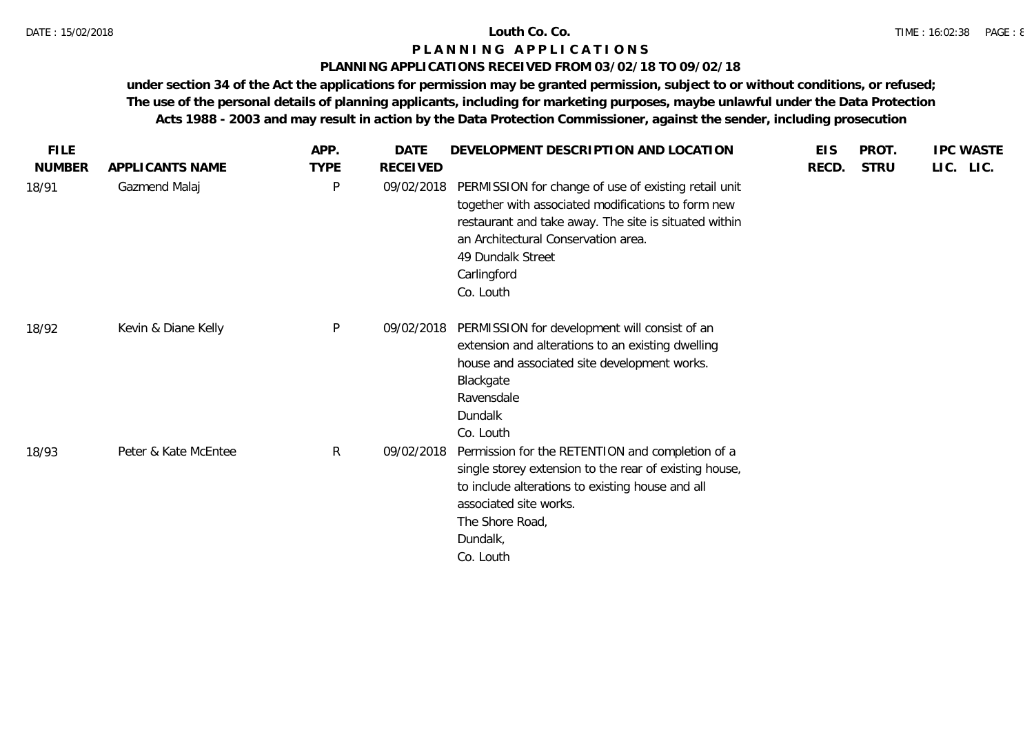**Louth Co. Co.**

# PLANNING APPLICATIONS

## PLANNING APPLICATIONS RECEIVED FROM 03/02/18 TO 09/02/18

**under section 34 of the Act the applications for permission may be granted permission, subject to or without conditions, or refused; The use of the personal details of planning applicants, including for marketing purposes, maybe unlawful under the Data Protection Acts 1988 - 2003 and may result in action by the Data Protection Commissioner, against the sender, including prosecution**

| FILE NUMBER | APPLICANTS NAME | APP. TYPE | DATE RECEIVED | DEVELOPMENT DESCRIPTION AND LOCATION | EIS RECD. | PROT. STRU | IPC LIC. | WASTE LIC. |
|---|---|---|---|---|---|---|---|---|
| 18/91 | Gazmend Malaj | P | 09/02/2018 | PERMISSION for change of use of existing retail unit together with associated modifications to form new restaurant and take away. The site is situated within an Architectural Conservation area.<br>49 Dundalk Street<br>Carlingford<br>Co. Louth | | | | |
| 18/92 | Kevin & Diane Kelly | P | 09/02/2018 | PERMISSION for development will consist of an extension and alterations to an existing dwelling house and associated site development works.<br>Blackgate<br>Ravensdale<br>Dundalk<br>Co. Louth | | | | |
| 18/93 | Peter & Kate McEntee | R | 09/02/2018 | Permission for the RETENTION and completion of a single storey extension to the rear of existing house, to include alterations to existing house and all associated site works.<br>The Shore Road,<br>Dundalk,<br>Co. Louth | | | | |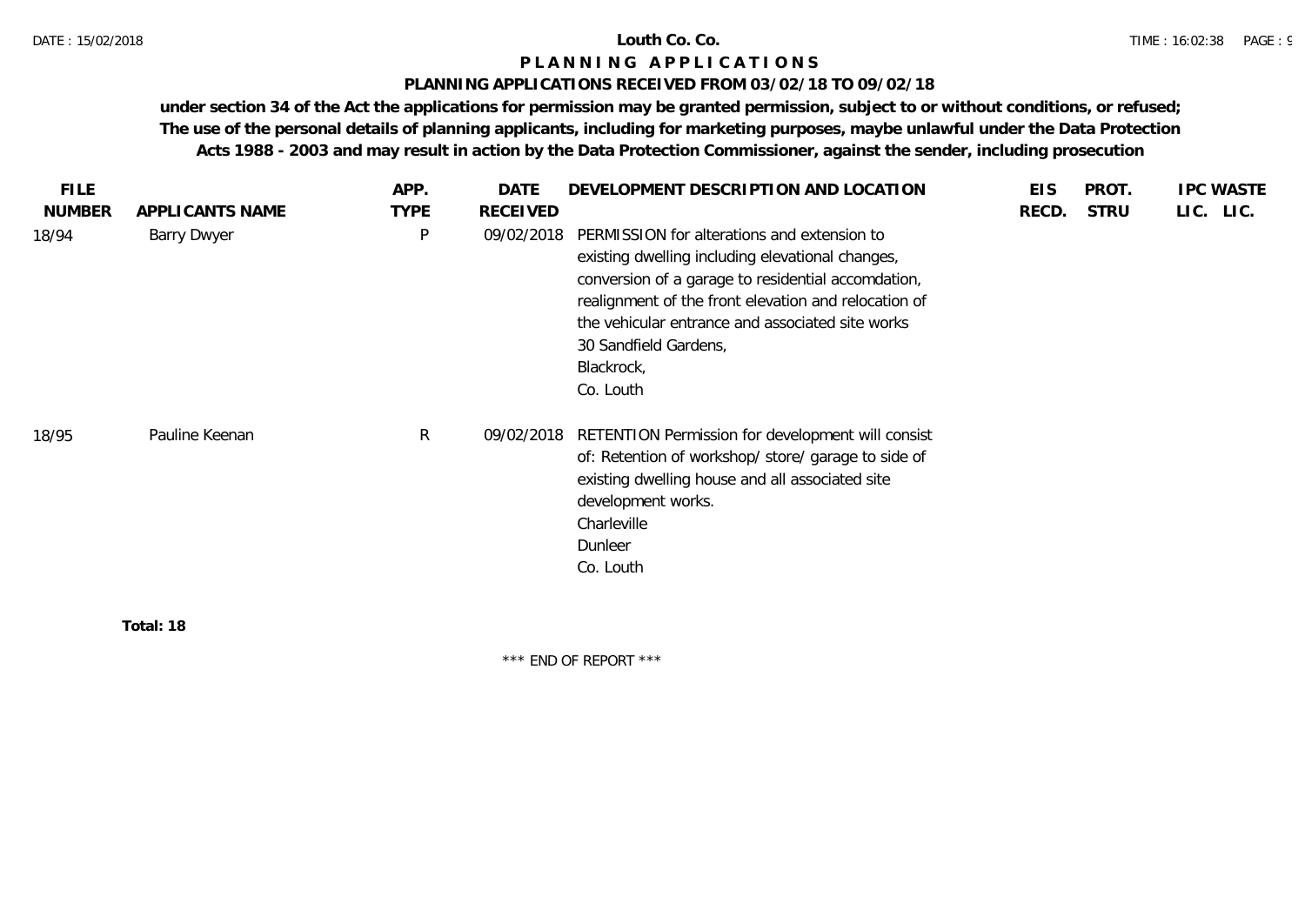**Louth Co. Co.**

**P L A N N I N G   A P P L I C A T I O N S**

**PLANNING APPLICATIONS RECEIVED FROM 03/02/18 TO 09/02/18**

**under section 34 of the Act the applications for permission may be granted permission, subject to or without conditions, or refused; The use of the personal details of planning applicants, including for marketing purposes, maybe unlawful under the Data Protection Acts 1988 - 2003 and may result in action by the Data Protection Commissioner, against the sender, including prosecution**

| FILE NUMBER | APPLICANTS NAME | APP. TYPE | DATE RECEIVED | DEVELOPMENT DESCRIPTION AND LOCATION | EIS RECD. | PROT. STRU | IPC LIC. | WASTE LIC. |
|---|---|---|---|---|---|---|---|---|
| 18/94 | Barry Dwyer | P | 09/02/2018 | PERMISSION for alterations and extension to existing dwelling including elevational changes, conversion of a garage to residential accomdation, realignment of the front elevation and relocation of the vehicular entrance and associated site works 30 Sandfield Gardens, Blackrock, Co. Louth | | | | |
| 18/95 | Pauline Keenan | R | 09/02/2018 | RETENTION Permission for development will consist of: Retention of workshop/ store/ garage to side of existing dwelling house and all associated site development works. Charleville Dunleer Co. Louth | | | | |

**Total: 18**

\*\*\* END OF REPORT \*\*\*